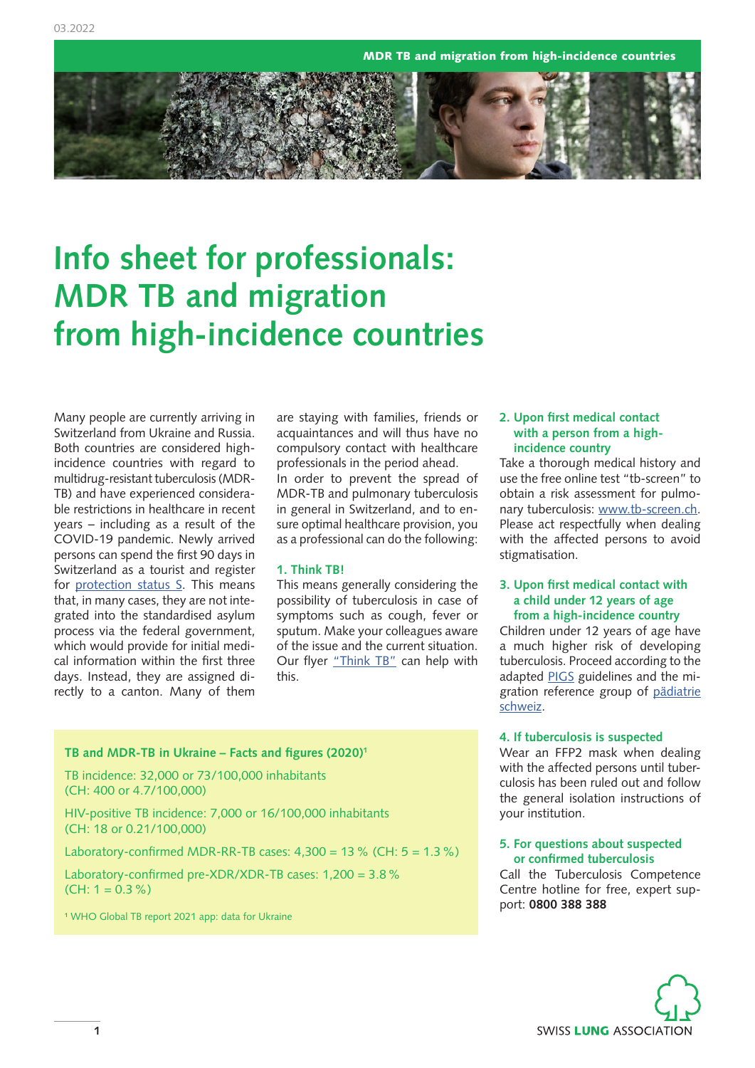03.2022

# Info sheet for professionals: MDR TB and migration from high-incidence countries

Many people are currently arriving in Switzerland from Ukraine and Russia. Both countries are considered high-incidence countries with regard to multidrug-resistant tuberculosis (MDR-TB) and have experienced considerable restrictions in healthcare in recent years – including as a result of the COVID-19 pandemic. Newly arrived persons can spend the first 90 days in Switzerland as a tourist and register for protection status S. This means that, in many cases, they are not integrated into the standardised asylum process via the federal government, which would provide for initial medical information within the first three days. Instead, they are assigned directly to a canton. Many of them are staying with families, friends or acquaintances and will thus have no compulsory contact with healthcare professionals in the period ahead.

In order to prevent the spread of MDR-TB and pulmonary tuberculosis in general in Switzerland, and to ensure optimal healthcare provision, you as a professional can do the following:

### 1. Think TB!

This means generally considering the possibility of tuberculosis in case of symptoms such as cough, fever or sputum. Make your colleagues aware of the issue and the current situation. Our flyer "Think TB" can help with this.

### 2. Upon first medical contact with a person from a high-incidence country

Take a thorough medical history and use the free online test "tb-screen" to obtain a risk assessment for pulmonary tuberculosis: www.tb-screen.ch. Please act respectfully when dealing with the affected persons to avoid stigmatisation.

### 3. Upon first medical contact with a child under 12 years of age from a high-incidence country

Children under 12 years of age have a much higher risk of developing tuberculosis. Proceed according to the adapted PIGS guidelines and the migration reference group of pädiatrie schweiz.

### 4. If tuberculosis is suspected

Wear an FFP2 mask when dealing with the affected persons until tuberculosis has been ruled out and follow the general isolation instructions of your institution.

### 5. For questions about suspected or confirmed tuberculosis

Call the Tuberculosis Competence Centre hotline for free, expert support: **0800 388 388**

---

**TB and MDR-TB in Ukraine – Facts and figures (2020)[1]**

TB incidence: 32,000 or 73/100,000 inhabitants
(CH: 400 or 4.7/100,000)

HIV-positive TB incidence: 7,000 or 16/100,000 inhabitants
(CH: 18 or 0.21/100,000)

Laboratory-confirmed MDR-RR-TB cases: 4,300 = 13 % (CH: 5 = 1.3 %)

Laboratory-confirmed pre-XDR/XDR-TB cases: 1,200 = 3.8 %
(CH: 1 = 0.3 %)

[1] WHO Global TB report 2021 app: data for Ukraine

SWISS LUNG ASSOCIATION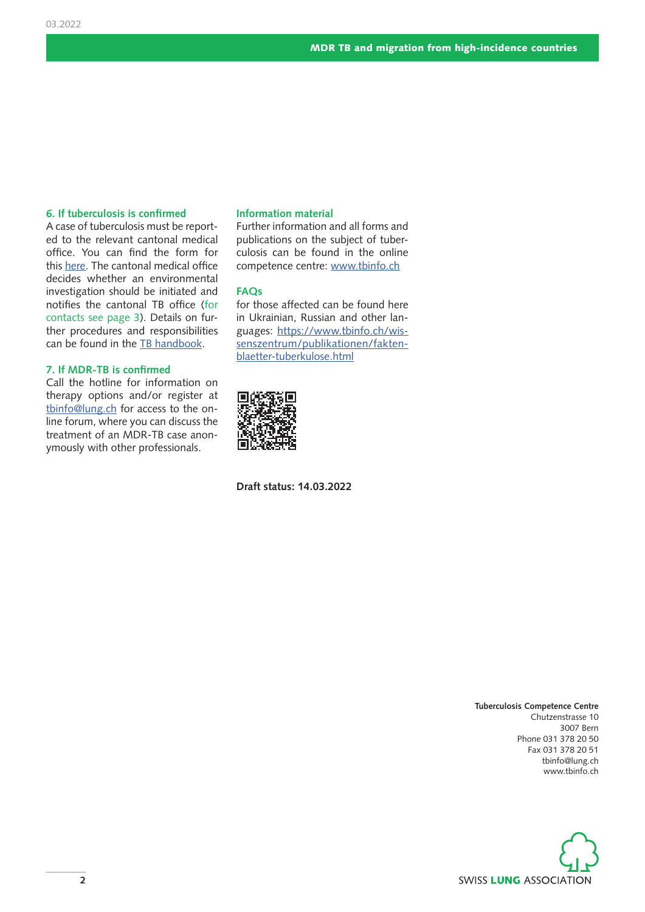## 6. If tuberculosis is confirmed

A case of tuberculosis must be reported to the relevant cantonal medical office. You can find the form for this here. The cantonal medical office decides whether an environmental investigation should be initiated and notifies the cantonal TB office (for contacts see page 3). Details on further procedures and responsibilities can be found in the TB handbook.

## 7. If MDR-TB is confirmed

Call the hotline for information on therapy options and/or register at tbinfo@lung.ch for access to the online forum, where you can discuss the treatment of an MDR-TB case anonymously with other professionals.

## Information material

Further information and all forms and publications on the subject of tuberculosis can be found in the online competence centre: www.tbinfo.ch

## FAQs

for those affected can be found here in Ukrainian, Russian and other languages: https://www.tbinfo.ch/wissenszentrum/publikationen/faktenblaetter-tuberkulose.html

**Draft status: 14.03.2022**

**Tuberculosis Competence Centre**
Chutzenstrasse 10
3007 Bern
Phone 031 378 20 50
Fax 031 378 20 51
tbinfo@lung.ch
www.tbinfo.ch

SWISS LUNG ASSOCIATION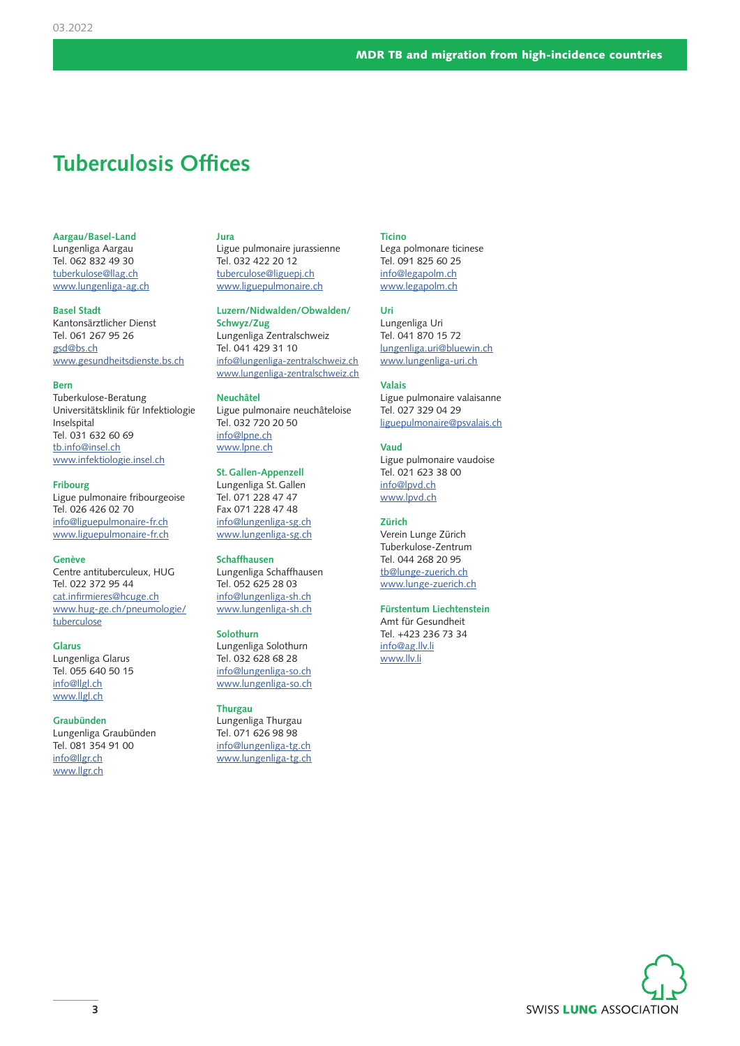# Tuberculosis Offices

**Aargau/Basel-Land**
Lungenliga Aargau
Tel. 062 832 49 30
tuberkulose@llag.ch
www.lungenliga-ag.ch

**Basel Stadt**
Kantonsärztlicher Dienst
Tel. 061 267 95 26
gsd@bs.ch
www.gesundheitsdienste.bs.ch

**Bern**
Tuberkulose-Beratung
Universitätsklinik für Infektiologie
Inselspital
Tel. 031 632 60 69
tb.info@insel.ch
www.infektiologie.insel.ch

**Fribourg**
Ligue pulmonaire fribourgeoise
Tel. 026 426 02 70
info@liguepulmonaire-fr.ch
www.liguepulmonaire-fr.ch

**Genève**
Centre antituberculeux, HUG
Tel. 022 372 95 44
cat.infirmieres@hcuge.ch
www.hug-ge.ch/pneumologie/tuberculose

**Glarus**
Lungenliga Glarus
Tel. 055 640 50 15
info@llgl.ch
www.llgl.ch

**Graubünden**
Lungenliga Graubünden
Tel. 081 354 91 00
info@llgr.ch
www.llgr.ch

**Jura**
Ligue pulmonaire jurassienne
Tel. 032 422 20 12
tuberculose@liguepj.ch
www.liguepulmonaire.ch

**Luzern/Nidwalden/Obwalden/Schwyz/Zug**
Lungenliga Zentralschweiz
Tel. 041 429 31 10
info@lungenliga-zentralschweiz.ch
www.lungenliga-zentralschweiz.ch

**Neuchâtel**
Ligue pulmonaire neuchâteloise
Tel. 032 720 20 50
info@lpne.ch
www.lpne.ch

**St. Gallen-Appenzell**
Lungenliga St. Gallen
Tel. 071 228 47 47
Fax 071 228 47 48
info@lungenliga-sg.ch
www.lungenliga-sg.ch

**Schaffhausen**
Lungenliga Schaffhausen
Tel. 052 625 28 03
info@lungenliga-sh.ch
www.lungenliga-sh.ch

**Solothurn**
Lungenliga Solothurn
Tel. 032 628 68 28
info@lungenliga-so.ch
www.lungenliga-so.ch

**Thurgau**
Lungenliga Thurgau
Tel. 071 626 98 98
info@lungenliga-tg.ch
www.lungenliga-tg.ch

**Ticino**
Lega polmonare ticinese
Tel. 091 825 60 25
info@legapolm.ch
www.legapolm.ch

**Uri**
Lungenliga Uri
Tel. 041 870 15 72
lungenliga.uri@bluewin.ch
www.lungenliga-uri.ch

**Valais**
Ligue pulmonaire valaisanne
Tel. 027 329 04 29
liguepulmonaire@psvalais.ch

**Vaud**
Ligue pulmonaire vaudoise
Tel. 021 623 38 00
info@lpvd.ch
www.lpvd.ch

**Zürich**
Verein Lunge Zürich
Tuberkulose-Zentrum
Tel. 044 268 20 95
tb@lunge-zuerich.ch
www.lunge-zuerich.ch

**Fürstentum Liechtenstein**
Amt für Gesundheit
Tel. +423 236 73 34
info@ag.llv.li
www.llv.li

SWISS LUNG ASSOCIATION